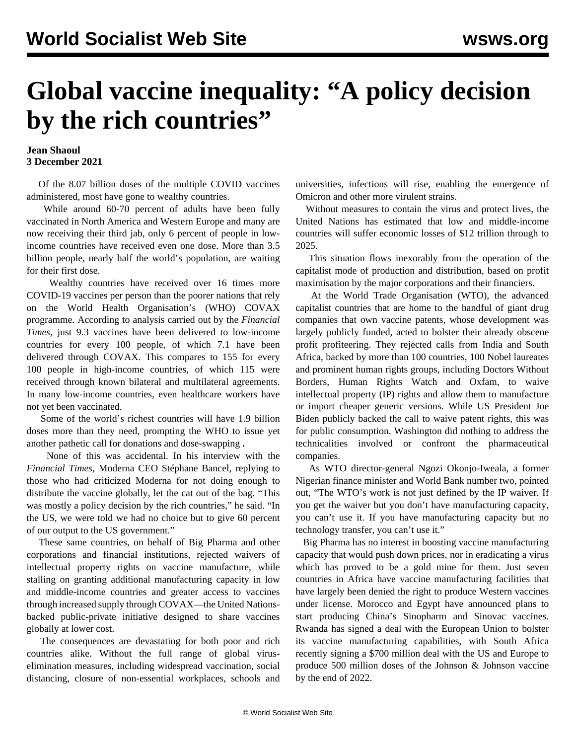# Global vaccine inequality: "A policy decision by the rich countries"

**Jean Shaoul**
**3 December 2021**

Of the 8.07 billion doses of the multiple COVID vaccines administered, most have gone to wealthy countries.

While around 60-70 percent of adults have been fully vaccinated in North America and Western Europe and many are now receiving their third jab, only 6 percent of people in low-income countries have received even one dose. More than 3.5 billion people, nearly half the world's population, are waiting for their first dose.

Wealthy countries have received over 16 times more COVID-19 vaccines per person than the poorer nations that rely on the World Health Organisation's (WHO) COVAX programme. According to analysis carried out by the *Financial Times*, just 9.3 vaccines have been delivered to low-income countries for every 100 people, of which 7.1 have been delivered through COVAX. This compares to 155 for every 100 people in high-income countries, of which 115 were received through known bilateral and multilateral agreements. In many low-income countries, even healthcare workers have not yet been vaccinated.

Some of the world's richest countries will have 1.9 billion doses more than they need, prompting the WHO to issue yet another pathetic call for donations and dose-swapping**.**

None of this was accidental. In his interview with the *Financial Times*, Moderna CEO Stéphane Bancel, replying to those who had criticized Moderna for not doing enough to distribute the vaccine globally, let the cat out of the bag. "This was mostly a policy decision by the rich countries," he said. "In the US, we were told we had no choice but to give 60 percent of our output to the US government."

These same countries, on behalf of Big Pharma and other corporations and financial institutions, rejected waivers of intellectual property rights on vaccine manufacture, while stalling on granting additional manufacturing capacity in low and middle-income countries and greater access to vaccines through increased supply through COVAX—the United Nations-backed public-private initiative designed to share vaccines globally at lower cost.

The consequences are devastating for both poor and rich countries alike. Without the full range of global virus-elimination measures, including widespread vaccination, social distancing, closure of non-essential workplaces, schools and universities, infections will rise, enabling the emergence of Omicron and other more virulent strains.

Without measures to contain the virus and protect lives, the United Nations has estimated that low and middle-income countries will suffer economic losses of $12 trillion through to 2025.

This situation flows inexorably from the operation of the capitalist mode of production and distribution, based on profit maximisation by the major corporations and their financiers.

At the World Trade Organisation (WTO), the advanced capitalist countries that are home to the handful of giant drug companies that own vaccine patents, whose development was largely publicly funded, acted to bolster their already obscene profit profiteering. They rejected calls from India and South Africa, backed by more than 100 countries, 100 Nobel laureates and prominent human rights groups, including Doctors Without Borders, Human Rights Watch and Oxfam, to waive intellectual property (IP) rights and allow them to manufacture or import cheaper generic versions. While US President Joe Biden publicly backed the call to waive patent rights, this was for public consumption. Washington did nothing to address the technicalities involved or confront the pharmaceutical companies.

As WTO director-general Ngozi Okonjo-Iweala, a former Nigerian finance minister and World Bank number two, pointed out, "The WTO's work is not just defined by the IP waiver. If you get the waiver but you don't have manufacturing capacity, you can't use it. If you have manufacturing capacity but no technology transfer, you can't use it."

Big Pharma has no interest in boosting vaccine manufacturing capacity that would push down prices, nor in eradicating a virus which has proved to be a gold mine for them. Just seven countries in Africa have vaccine manufacturing facilities that have largely been denied the right to produce Western vaccines under license. Morocco and Egypt have announced plans to start producing China's Sinopharm and Sinovac vaccines. Rwanda has signed a deal with the European Union to bolster its vaccine manufacturing capabilities, with South Africa recently signing a $700 million deal with the US and Europe to produce 500 million doses of the Johnson & Johnson vaccine by the end of 2022.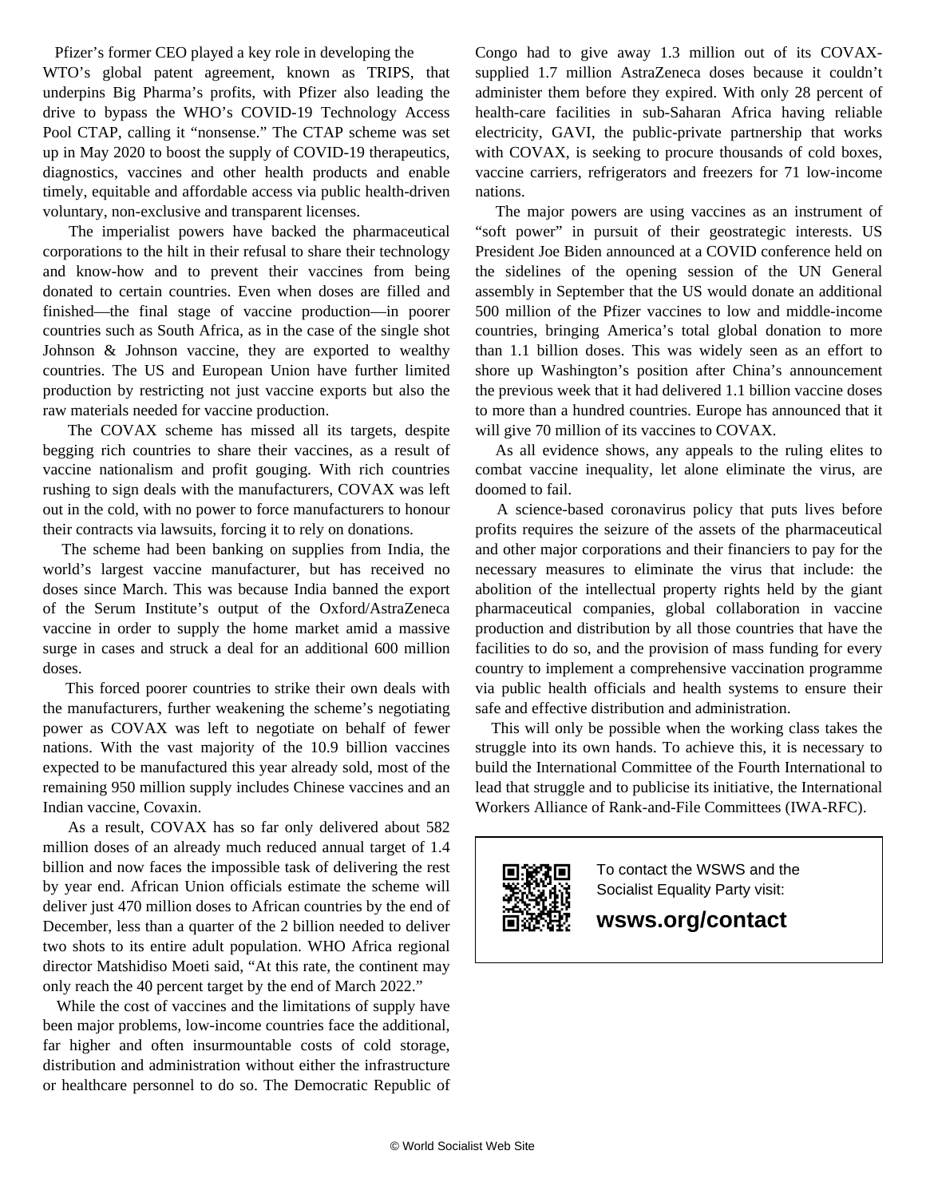Pfizer's former CEO played a key role in developing the WTO's global patent agreement, known as TRIPS, that underpins Big Pharma's profits, with Pfizer also leading the drive to bypass the WHO's COVID-19 Technology Access Pool CTAP, calling it "nonsense." The CTAP scheme was set up in May 2020 to boost the supply of COVID-19 therapeutics, diagnostics, vaccines and other health products and enable timely, equitable and affordable access via public health-driven voluntary, non-exclusive and transparent licenses.

The imperialist powers have backed the pharmaceutical corporations to the hilt in their refusal to share their technology and know-how and to prevent their vaccines from being donated to certain countries. Even when doses are filled and finished—the final stage of vaccine production—in poorer countries such as South Africa, as in the case of the single shot Johnson & Johnson vaccine, they are exported to wealthy countries. The US and European Union have further limited production by restricting not just vaccine exports but also the raw materials needed for vaccine production.

The COVAX scheme has missed all its targets, despite begging rich countries to share their vaccines, as a result of vaccine nationalism and profit gouging. With rich countries rushing to sign deals with the manufacturers, COVAX was left out in the cold, with no power to force manufacturers to honour their contracts via lawsuits, forcing it to rely on donations.

The scheme had been banking on supplies from India, the world's largest vaccine manufacturer, but has received no doses since March. This was because India banned the export of the Serum Institute's output of the Oxford/AstraZeneca vaccine in order to supply the home market amid a massive surge in cases and struck a deal for an additional 600 million doses.

This forced poorer countries to strike their own deals with the manufacturers, further weakening the scheme's negotiating power as COVAX was left to negotiate on behalf of fewer nations. With the vast majority of the 10.9 billion vaccines expected to be manufactured this year already sold, most of the remaining 950 million supply includes Chinese vaccines and an Indian vaccine, Covaxin.

As a result, COVAX has so far only delivered about 582 million doses of an already much reduced annual target of 1.4 billion and now faces the impossible task of delivering the rest by year end. African Union officials estimate the scheme will deliver just 470 million doses to African countries by the end of December, less than a quarter of the 2 billion needed to deliver two shots to its entire adult population. WHO Africa regional director Matshidiso Moeti said, "At this rate, the continent may only reach the 40 percent target by the end of March 2022."

While the cost of vaccines and the limitations of supply have been major problems, low-income countries face the additional, far higher and often insurmountable costs of cold storage, distribution and administration without either the infrastructure or healthcare personnel to do so. The Democratic Republic of Congo had to give away 1.3 million out of its COVAX-supplied 1.7 million AstraZeneca doses because it couldn't administer them before they expired. With only 28 percent of health-care facilities in sub-Saharan Africa having reliable electricity, GAVI, the public-private partnership that works with COVAX, is seeking to procure thousands of cold boxes, vaccine carriers, refrigerators and freezers for 71 low-income nations.

The major powers are using vaccines as an instrument of "soft power" in pursuit of their geostrategic interests. US President Joe Biden announced at a COVID conference held on the sidelines of the opening session of the UN General assembly in September that the US would donate an additional 500 million of the Pfizer vaccines to low and middle-income countries, bringing America's total global donation to more than 1.1 billion doses. This was widely seen as an effort to shore up Washington's position after China's announcement the previous week that it had delivered 1.1 billion vaccine doses to more than a hundred countries. Europe has announced that it will give 70 million of its vaccines to COVAX.

As all evidence shows, any appeals to the ruling elites to combat vaccine inequality, let alone eliminate the virus, are doomed to fail.

A science-based coronavirus policy that puts lives before profits requires the seizure of the assets of the pharmaceutical and other major corporations and their financiers to pay for the necessary measures to eliminate the virus that include: the abolition of the intellectual property rights held by the giant pharmaceutical companies, global collaboration in vaccine production and distribution by all those countries that have the facilities to do so, and the provision of mass funding for every country to implement a comprehensive vaccination programme via public health officials and health systems to ensure their safe and effective distribution and administration.

This will only be possible when the working class takes the struggle into its own hands. To achieve this, it is necessary to build the International Committee of the Fourth International to lead that struggle and to publicise its initiative, the International Workers Alliance of Rank-and-File Committees (IWA-RFC).

To contact the WSWS and the Socialist Equality Party visit:

**wsws.org/contact**